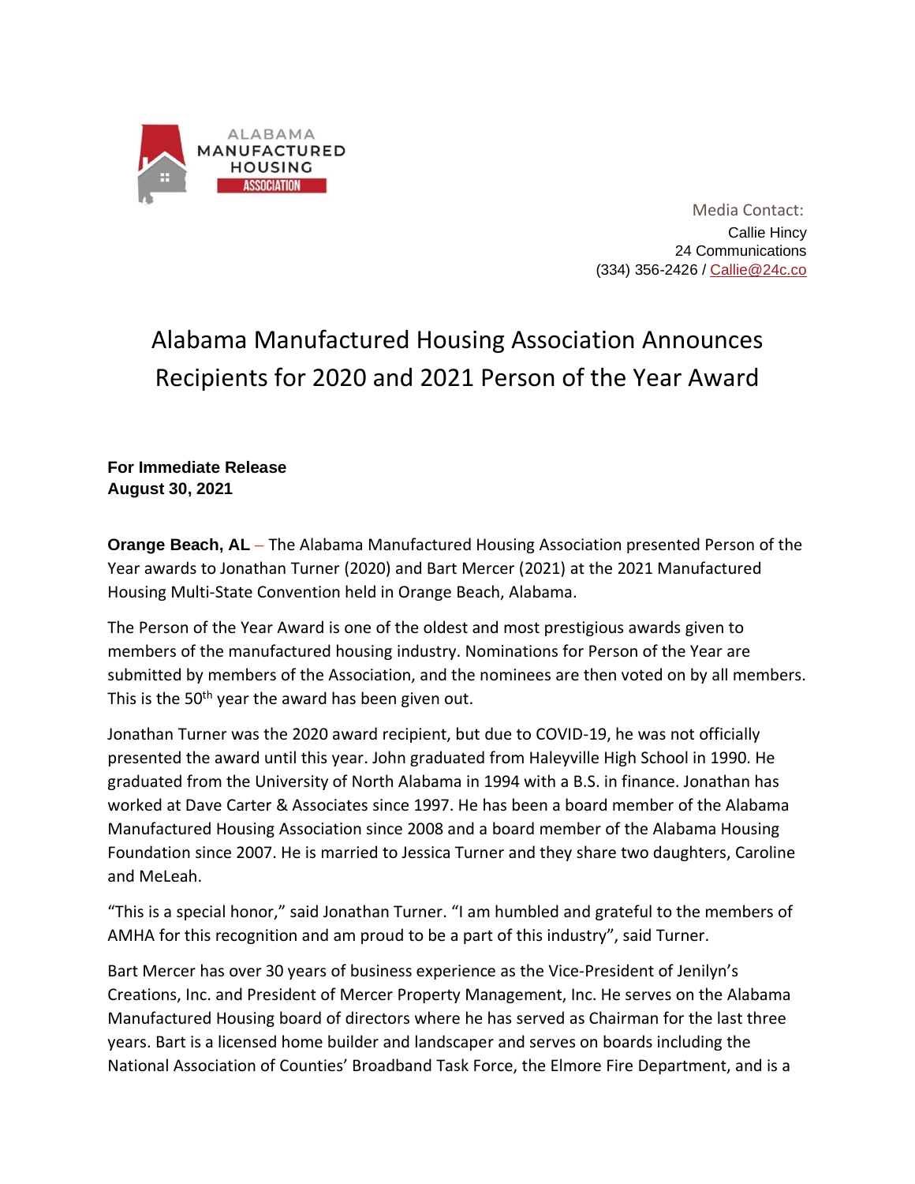ALABAMA MANUFACTURED HOUSING ASSOCIATION

Media Contact:
Callie Hincy
24 Communications
(334) 356-2426 / Callie@24c.co

# Alabama Manufactured Housing Association Announces Recipients for 2020 and 2021 Person of the Year Award

**For Immediate Release**
**August 30, 2021**

**Orange Beach, AL** – The Alabama Manufactured Housing Association presented Person of the Year awards to Jonathan Turner (2020) and Bart Mercer (2021) at the 2021 Manufactured Housing Multi-State Convention held in Orange Beach, Alabama.

The Person of the Year Award is one of the oldest and most prestigious awards given to members of the manufactured housing industry. Nominations for Person of the Year are submitted by members of the Association, and the nominees are then voted on by all members. This is the 50th year the award has been given out.

Jonathan Turner was the 2020 award recipient, but due to COVID-19, he was not officially presented the award until this year. John graduated from Haleyville High School in 1990. He graduated from the University of North Alabama in 1994 with a B.S. in finance. Jonathan has worked at Dave Carter & Associates since 1997. He has been a board member of the Alabama Manufactured Housing Association since 2008 and a board member of the Alabama Housing Foundation since 2007. He is married to Jessica Turner and they share two daughters, Caroline and MeLeah.

"This is a special honor," said Jonathan Turner. "I am humbled and grateful to the members of AMHA for this recognition and am proud to be a part of this industry", said Turner.

Bart Mercer has over 30 years of business experience as the Vice-President of Jenilyn's Creations, Inc. and President of Mercer Property Management, Inc. He serves on the Alabama Manufactured Housing board of directors where he has served as Chairman for the last three years. Bart is a licensed home builder and landscaper and serves on boards including the National Association of Counties' Broadband Task Force, the Elmore Fire Department, and is a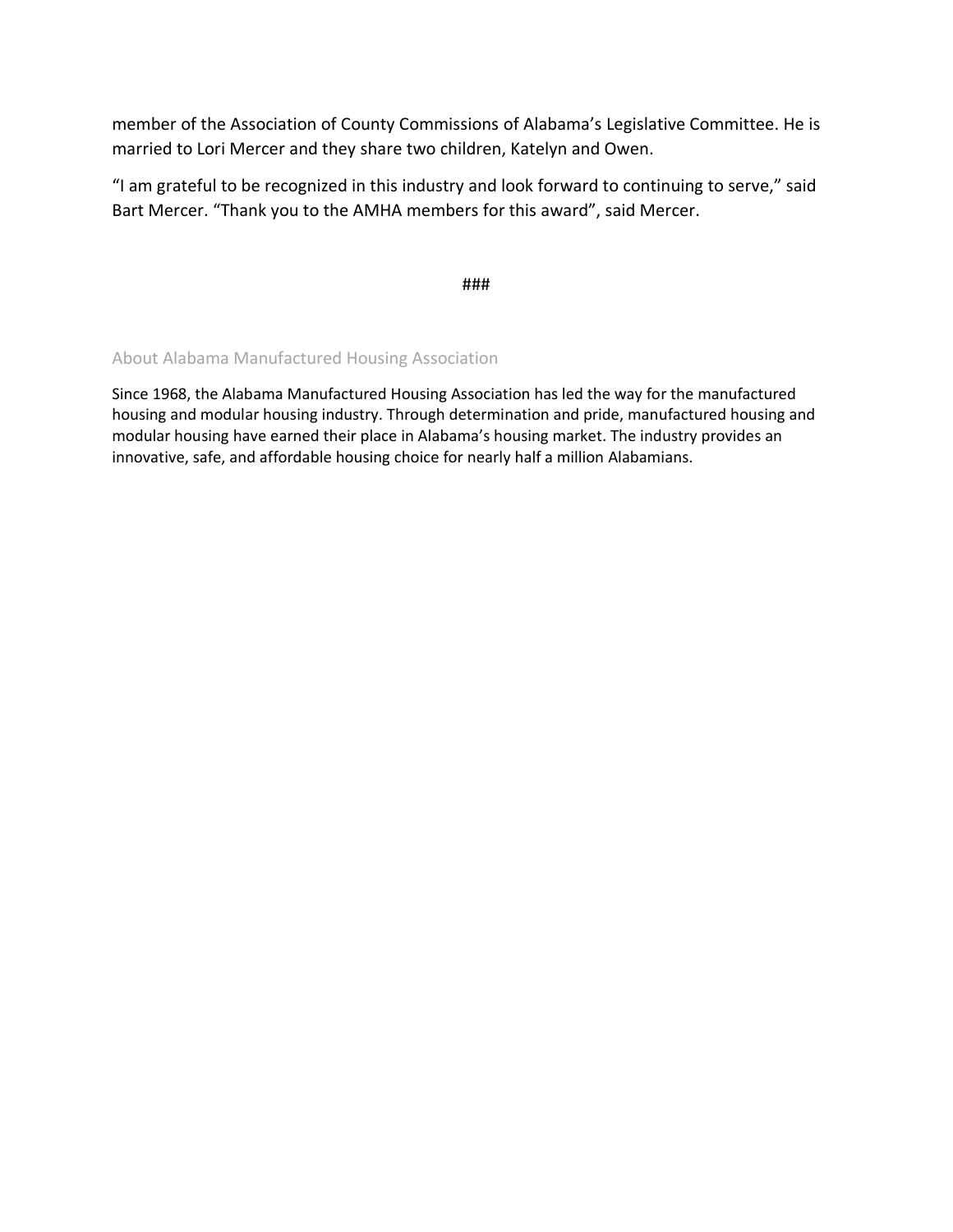member of the Association of County Commissions of Alabama's Legislative Committee. He is married to Lori Mercer and they share two children, Katelyn and Owen.

"I am grateful to be recognized in this industry and look forward to continuing to serve," said Bart Mercer. "Thank you to the AMHA members for this award", said Mercer.

###

## About Alabama Manufactured Housing Association

Since 1968, the Alabama Manufactured Housing Association has led the way for the manufactured housing and modular housing industry. Through determination and pride, manufactured housing and modular housing have earned their place in Alabama's housing market. The industry provides an innovative, safe, and affordable housing choice for nearly half a million Alabamians.